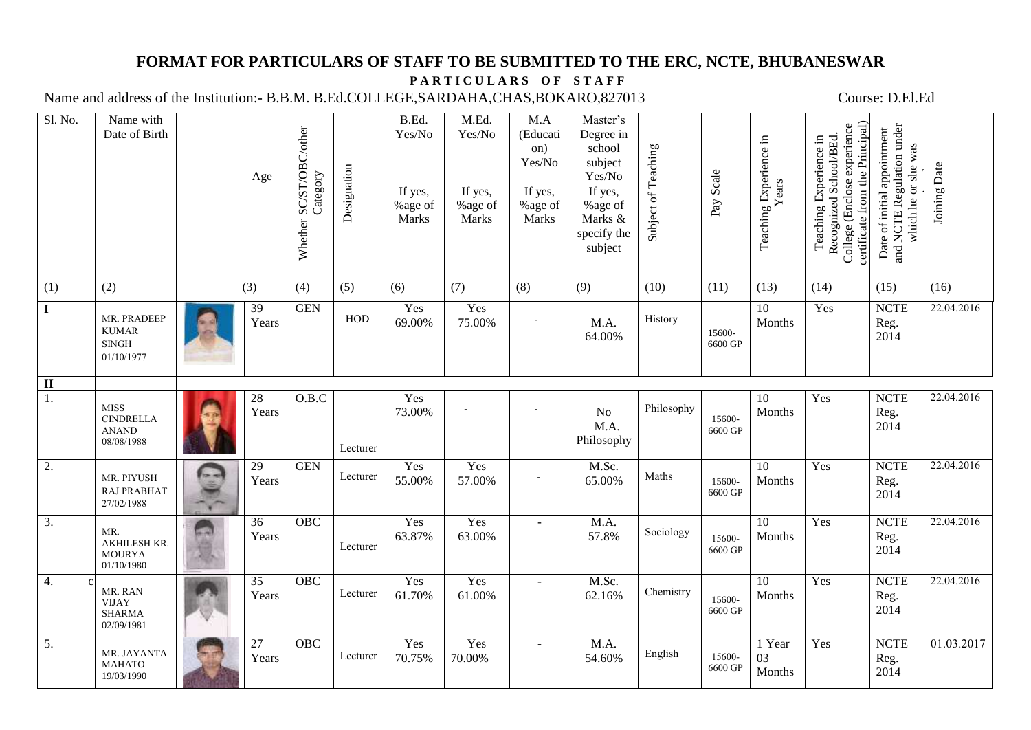# FORMAT FOR PARTICULARS OF STAFF TO BE SUBMITTED TO THE ERC, NCTE, BHUBANESWAR

**PARTICULARS OF STAFF**

Name and address of the Institution:- B.B.M. B.Ed.COLLEGE,SARDAHA,CHAS,BOKARO,827013 Course: D.El.Ed

| Sl. No. | Name with Date of Birth | | Age | Whether SC/ST/OBC/other Category | Designation | B.Ed. Yes/No<br>If yes, %age of Marks | M.Ed. Yes/No<br>If yes, %age of Marks | M.A (Education) Yes/No<br>If yes, %age of Marks | Master's Degree in school subject Yes/No<br>If yes, %age of Marks & specify the subject | Subject of Teaching | Pay Scale | Teaching Experience in Years | Teaching Experience in Recognized School/BEd. College (Enclose experience certificate from the Principal) | Date of initial appointment and NCTE Regulation under which he or she was | Joining Date |
|---|---|---|---|---|---|---|---|---|---|---|---|---|---|---|---|
| (1) | (2) | | (3) | (4) | (5) | (6) | (7) | (8) | (9) | (10) | (11) | (13) | (14) | (15) | (16) |
| I | MR. PRADEEP KUMAR SINGH 01/10/1977 | | 39 Years | GEN | HOD | Yes 69.00% | Yes 75.00% | - | M.A. 64.00% | History | 15600-6600 GP | 10 Months | Yes | NCTE Reg. 2014 | 22.04.2016 |
| II | | | | | | | | | | | | | | | |
| 1. | MISS CINDRELLA ANAND 08/08/1988 | | 28 Years | O.B.C | Lecturer | Yes 73.00% | - | - | No M.A. Philosophy | Philosophy | 15600-6600 GP | 10 Months | Yes | NCTE Reg. 2014 | 22.04.2016 |
| 2. | MR. PIYUSH RAJ PRABHAT 27/02/1988 | | 29 Years | GEN | Lecturer | Yes 55.00% | Yes 57.00% | - | M.Sc. 65.00% | Maths | 15600-6600 GP | 10 Months | Yes | NCTE Reg. 2014 | 22.04.2016 |
| 3. | MR. AKHILESH KR. MOURYA 01/10/1980 | | 36 Years | OBC | Lecturer | Yes 63.87% | Yes 63.00% | - | M.A. 57.8% | Sociology | 15600-6600 GP | 10 Months | Yes | NCTE Reg. 2014 | 22.04.2016 |
| 4. | MR. RAN VIJAY SHARMA 02/09/1981 | | 35 Years | OBC | Lecturer | Yes 61.70% | Yes 61.00% | - | M.Sc. 62.16% | Chemistry | 15600-6600 GP | 10 Months | Yes | NCTE Reg. 2014 | 22.04.2016 |
| 5. | MR. JAYANTA MAHATO 19/03/1990 | | 27 Years | OBC | Lecturer | Yes 70.75% | Yes 70.00% | - | M.A. 54.60% | English | 15600-6600 GP | 1 Year 03 Months | Yes | NCTE Reg. 2014 | 01.03.2017 |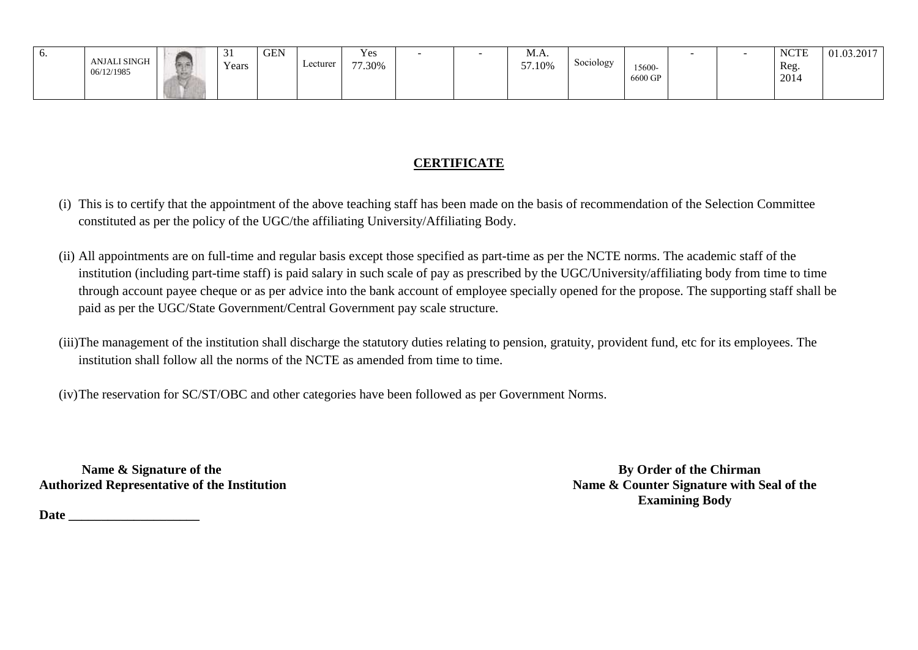| | | | | | | | | | | | | | | | | |
|---|---|---|---|---|---|---|---|---|---|---|---|---|---|---|---|---|
| 6. | ANJALI SINGH 06/12/1985 | | 31 Years | GEN | Lecturer | Yes 77.30% | - | - | M.A. 57.10% | Sociology | 15600-6600 GP | - | - | NCTE Reg. 2014 | 01.03.2017 |

## CERTIFICATE

(i) This is to certify that the appointment of the above teaching staff has been made on the basis of recommendation of the Selection Committee constituted as per the policy of the UGC/the affiliating University/Affiliating Body.

(ii) All appointments are on full-time and regular basis except those specified as part-time as per the NCTE norms. The academic staff of the institution (including part-time staff) is paid salary in such scale of pay as prescribed by the UGC/University/affiliating body from time to time through account payee cheque or as per advice into the bank account of employee specially opened for the propose. The supporting staff shall be paid as per the UGC/State Government/Central Government pay scale structure.

(iii)The management of the institution shall discharge the statutory duties relating to pension, gratuity, provident fund, etc for its employees. The institution shall follow all the norms of the NCTE as amended from time to time.

(iv)The reservation for SC/ST/OBC and other categories have been followed as per Government Norms.

**Name & Signature of the**
**Authorized Representative of the Institution**

**By Order of the Chirman**
**Name & Counter Signature with Seal of the**
**Examining Body**

**Date ____________________**